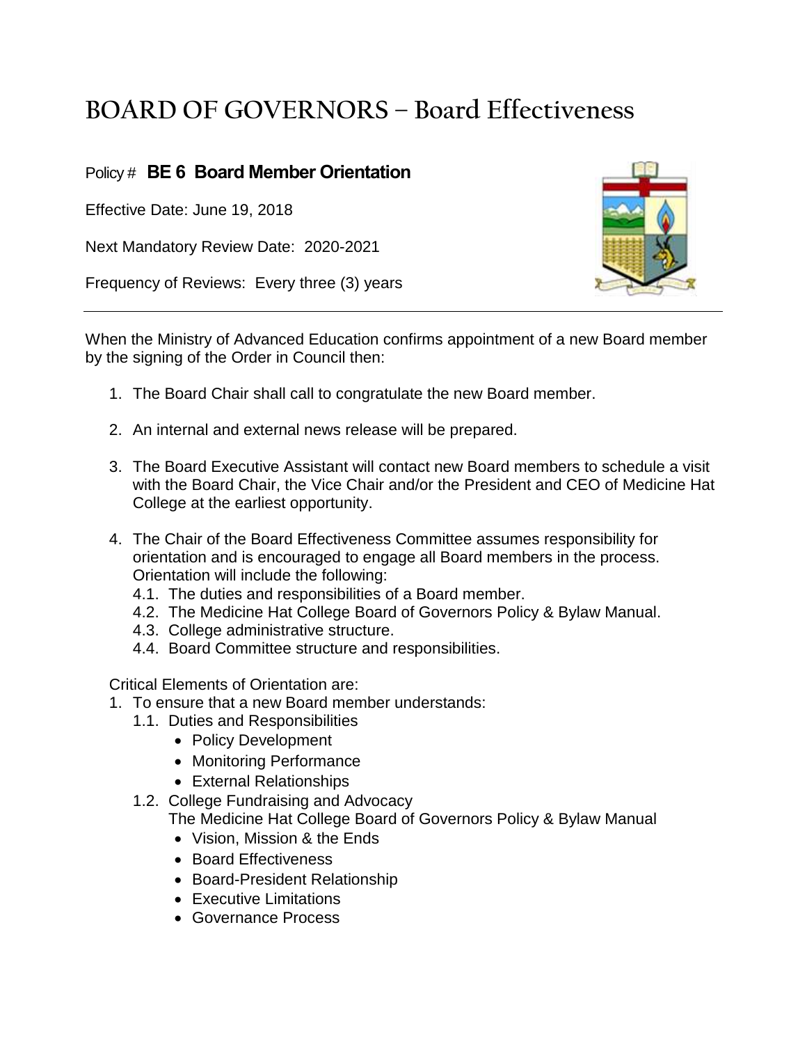# BOARD OF GOVERNORS – Board Effectiveness

Policy # **BE 6 Board Member Orientation**

Effective Date: June 19, 2018

Next Mandatory Review Date: 2020-2021

Frequency of Reviews: Every three (3) years

---

When the Ministry of Advanced Education confirms appointment of a new Board member by the signing of the Order in Council then:

1. The Board Chair shall call to congratulate the new Board member.

2. An internal and external news release will be prepared.

3. The Board Executive Assistant will contact new Board members to schedule a visit with the Board Chair, the Vice Chair and/or the President and CEO of Medicine Hat College at the earliest opportunity.

4. The Chair of the Board Effectiveness Committee assumes responsibility for orientation and is encouraged to engage all Board members in the process. Orientation will include the following:
   - 4.1. The duties and responsibilities of a Board member.
   - 4.2. The Medicine Hat College Board of Governors Policy & Bylaw Manual.
   - 4.3. College administrative structure.
   - 4.4. Board Committee structure and responsibilities.

Critical Elements of Orientation are:

1. To ensure that a new Board member understands:
   - 1.1. Duties and Responsibilities
     - Policy Development
     - Monitoring Performance
     - External Relationships
   - 1.2. College Fundraising and Advocacy

     The Medicine Hat College Board of Governors Policy & Bylaw Manual
     - Vision, Mission & the Ends
     - Board Effectiveness
     - Board-President Relationship
     - Executive Limitations
     - Governance Process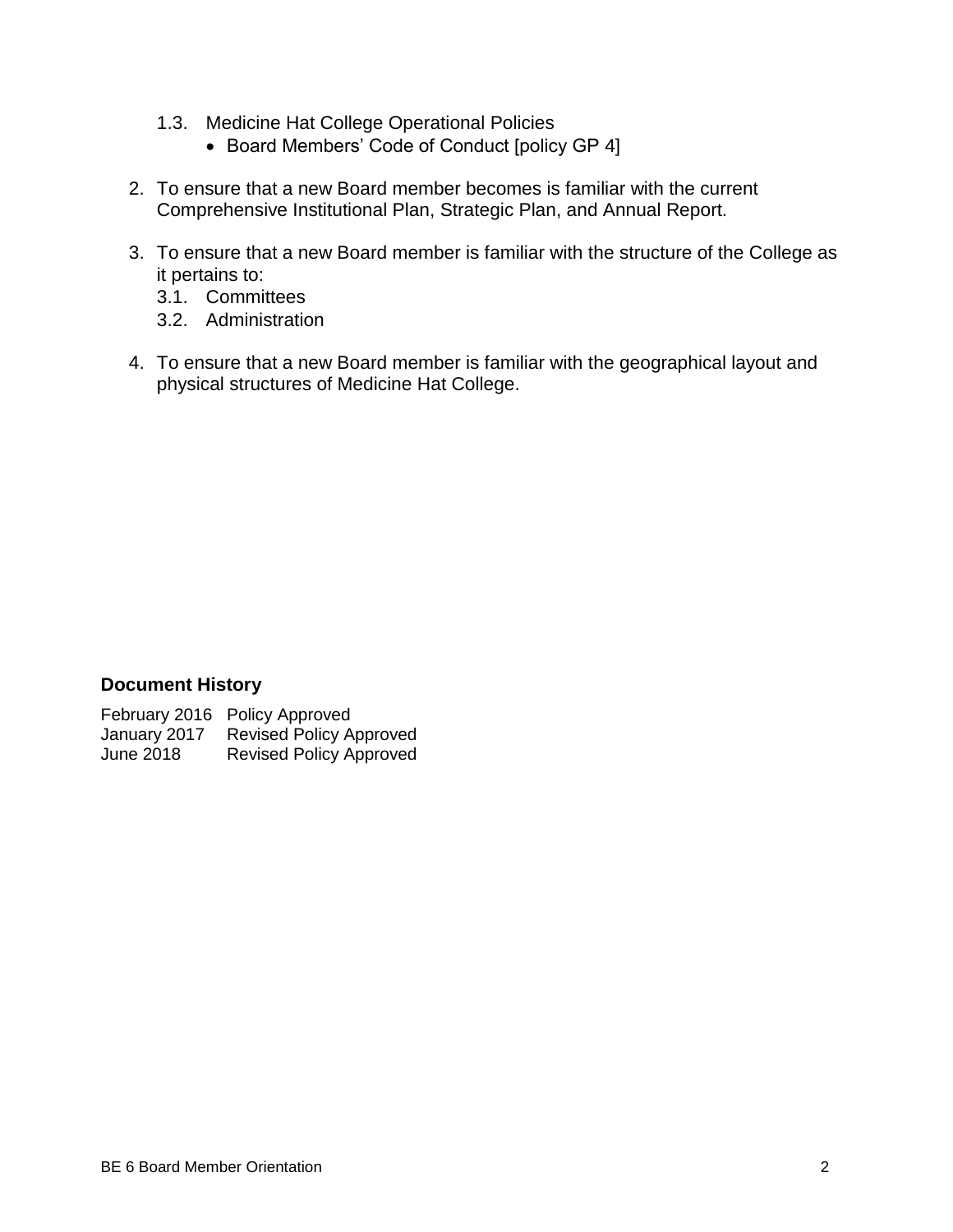1.3. Medicine Hat College Operational Policies
   - Board Members' Code of Conduct [policy GP 4]

2. To ensure that a new Board member becomes is familiar with the current Comprehensive Institutional Plan, Strategic Plan, and Annual Report.

3. To ensure that a new Board member is familiar with the structure of the College as it pertains to:
   3.1. Committees
   3.2. Administration

4. To ensure that a new Board member is familiar with the geographical layout and physical structures of Medicine Hat College.

**Document History**

| | |
|---|---|
| February 2016 | Policy Approved |
| January 2017 | Revised Policy Approved |
| June 2018 | Revised Policy Approved |